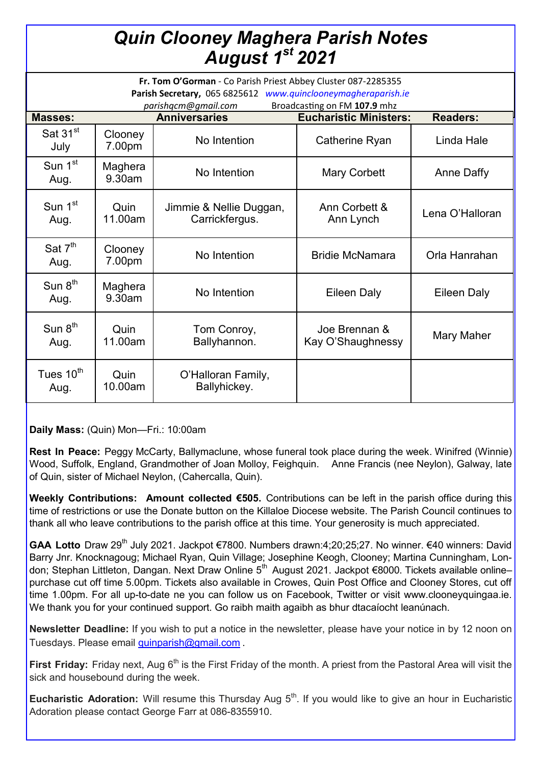# Quin Clooney Maghera Parish Notes August 1st 2021

**Fr. Tom O'Gorman** - Co Parish Priest Abbey Cluster 087-2285355
**Parish Secretary,** 065 6825612 *www.quinclooneymagheraparish.ie*
*parishqcm@gmail.com* Broadcasting on FM **107.9** mhz

| Masses: | | Anniversaries | Eucharistic Ministers: | Readers: |
|---|---|---|---|---|
| Sat 31st July | Clooney 7.00pm | No Intention | Catherine Ryan | Linda Hale |
| Sun 1st Aug. | Maghera 9.30am | No Intention | Mary Corbett | Anne Daffy |
| Sun 1st Aug. | Quin 11.00am | Jimmie & Nellie Duggan, Carrickfergus. | Ann Corbett & Ann Lynch | Lena O'Halloran |
| Sat 7th Aug. | Clooney 7.00pm | No Intention | Bridie McNamara | Orla Hanrahan |
| Sun 8th Aug. | Maghera 9.30am | No Intention | Eileen Daly | Eileen Daly |
| Sun 8th Aug. | Quin 11.00am | Tom Conroy, Ballyhannon. | Joe Brennan & Kay O'Shaughnessy | Mary Maher |
| Tues 10th Aug. | Quin 10.00am | O'Halloran Family, Ballyhickey. | | |

**Daily Mass:** (Quin) Mon—Fri.: 10:00am

**Rest In Peace:** Peggy McCarty, Ballymaclune, whose funeral took place during the week. Winifred (Winnie) Wood, Suffolk, England, Grandmother of Joan Molloy, Feighquin. Anne Francis (nee Neylon), Galway, late of Quin, sister of Michael Neylon, (Cahercalla, Quin).

**Weekly Contributions: Amount collected €505.** Contributions can be left in the parish office during this time of restrictions or use the Donate button on the Killaloe Diocese website. The Parish Council continues to thank all who leave contributions to the parish office at this time. Your generosity is much appreciated.

**GAA Lotto** Draw 29th July 2021. Jackpot €7800. Numbers drawn:4;20;25;27. No winner. €40 winners: David Barry Jnr. Knocknagoug; Michael Ryan, Quin Village; Josephine Keogh, Clooney; Martina Cunningham, London; Stephan Littleton, Dangan. Next Draw Online 5th August 2021. Jackpot €8000. Tickets available online–purchase cut off time 5.00pm. Tickets also available in Crowes, Quin Post Office and Clooney Stores, cut off time 1.00pm. For all up-to-date ne you can follow us on Facebook, Twitter or visit www.clooneyquingaa.ie. We thank you for your continued support. Go raibh maith agaibh as bhur dtacaíocht leanúnach.

**Newsletter Deadline:** If you wish to put a notice in the newsletter, please have your notice in by 12 noon on Tuesdays. Please email quinparish@gmail.com .

**First Friday:** Friday next, Aug 6th is the First Friday of the month. A priest from the Pastoral Area will visit the sick and housebound during the week.

**Eucharistic Adoration:** Will resume this Thursday Aug 5th. If you would like to give an hour in Eucharistic Adoration please contact George Farr at 086-8355910.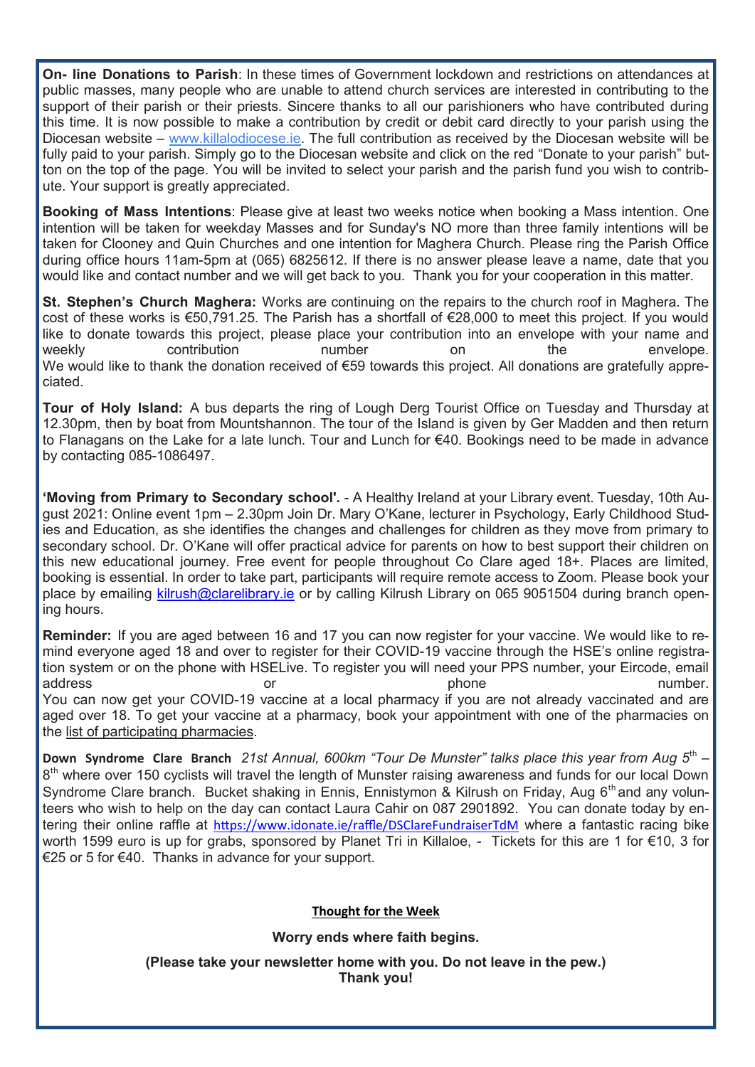**On- line Donations to Parish**: In these times of Government lockdown and restrictions on attendances at public masses, many people who are unable to attend church services are interested in contributing to the support of their parish or their priests. Sincere thanks to all our parishioners who have contributed during this time. It is now possible to make a contribution by credit or debit card directly to your parish using the Diocesan website – www.killalodiocese.ie. The full contribution as received by the Diocesan website will be fully paid to your parish. Simply go to the Diocesan website and click on the red "Donate to your parish" button on the top of the page. You will be invited to select your parish and the parish fund you wish to contribute. Your support is greatly appreciated.

**Booking of Mass Intentions**: Please give at least two weeks notice when booking a Mass intention. One intention will be taken for weekday Masses and for Sunday's NO more than three family intentions will be taken for Clooney and Quin Churches and one intention for Maghera Church. Please ring the Parish Office during office hours 11am-5pm at (065) 6825612. If there is no answer please leave a name, date that you would like and contact number and we will get back to you. Thank you for your cooperation in this matter.

**St. Stephen's Church Maghera:** Works are continuing on the repairs to the church roof in Maghera. The cost of these works is €50,791.25. The Parish has a shortfall of €28,000 to meet this project. If you would like to donate towards this project, please place your contribution into an envelope with your name and weekly contribution number on the envelope.
We would like to thank the donation received of €59 towards this project. All donations are gratefully appreciated.

**Tour of Holy Island:** A bus departs the ring of Lough Derg Tourist Office on Tuesday and Thursday at 12.30pm, then by boat from Mountshannon. The tour of the Island is given by Ger Madden and then return to Flanagans on the Lake for a late lunch. Tour and Lunch for €40. Bookings need to be made in advance by contacting 085-1086497.

**'Moving from Primary to Secondary school'.** - A Healthy Ireland at your Library event. Tuesday, 10th August 2021: Online event 1pm – 2.30pm Join Dr. Mary O'Kane, lecturer in Psychology, Early Childhood Studies and Education, as she identifies the changes and challenges for children as they move from primary to secondary school. Dr. O'Kane will offer practical advice for parents on how to best support their children on this new educational journey. Free event for people throughout Co Clare aged 18+. Places are limited, booking is essential. In order to take part, participants will require remote access to Zoom. Please book your place by emailing kilrush@clarelibrary.ie or by calling Kilrush Library on 065 9051504 during branch opening hours.

**Reminder:** If you are aged between 16 and 17 you can now register for your vaccine. We would like to remind everyone aged 18 and over to register for their COVID-19 vaccine through the HSE's online registration system or on the phone with HSELive. To register you will need your PPS number, your Eircode, email address or phone number.
You can now get your COVID-19 vaccine at a local pharmacy if you are not already vaccinated and are aged over 18. To get your vaccine at a pharmacy, book your appointment with one of the pharmacies on the list of participating pharmacies.

**Down Syndrome Clare Branch** *21st Annual, 600km "Tour De Munster" talks place this year from Aug 5th – 8th* where over 150 cyclists will travel the length of Munster raising awareness and funds for our local Down Syndrome Clare branch. Bucket shaking in Ennis, Ennistymon & Kilrush on Friday, Aug 6th and any volunteers who wish to help on the day can contact Laura Cahir on 087 2901892. You can donate today by entering their online raffle at https://www.idonate.ie/raffle/DSClareFundraiserTdM where a fantastic racing bike worth 1599 euro is up for grabs, sponsored by Planet Tri in Killaloe, - Tickets for this are 1 for €10, 3 for €25 or 5 for €40. Thanks in advance for your support.

**Thought for the Week**

**Worry ends where faith begins.**

**(Please take your newsletter home with you. Do not leave in the pew.)**
**Thank you!**